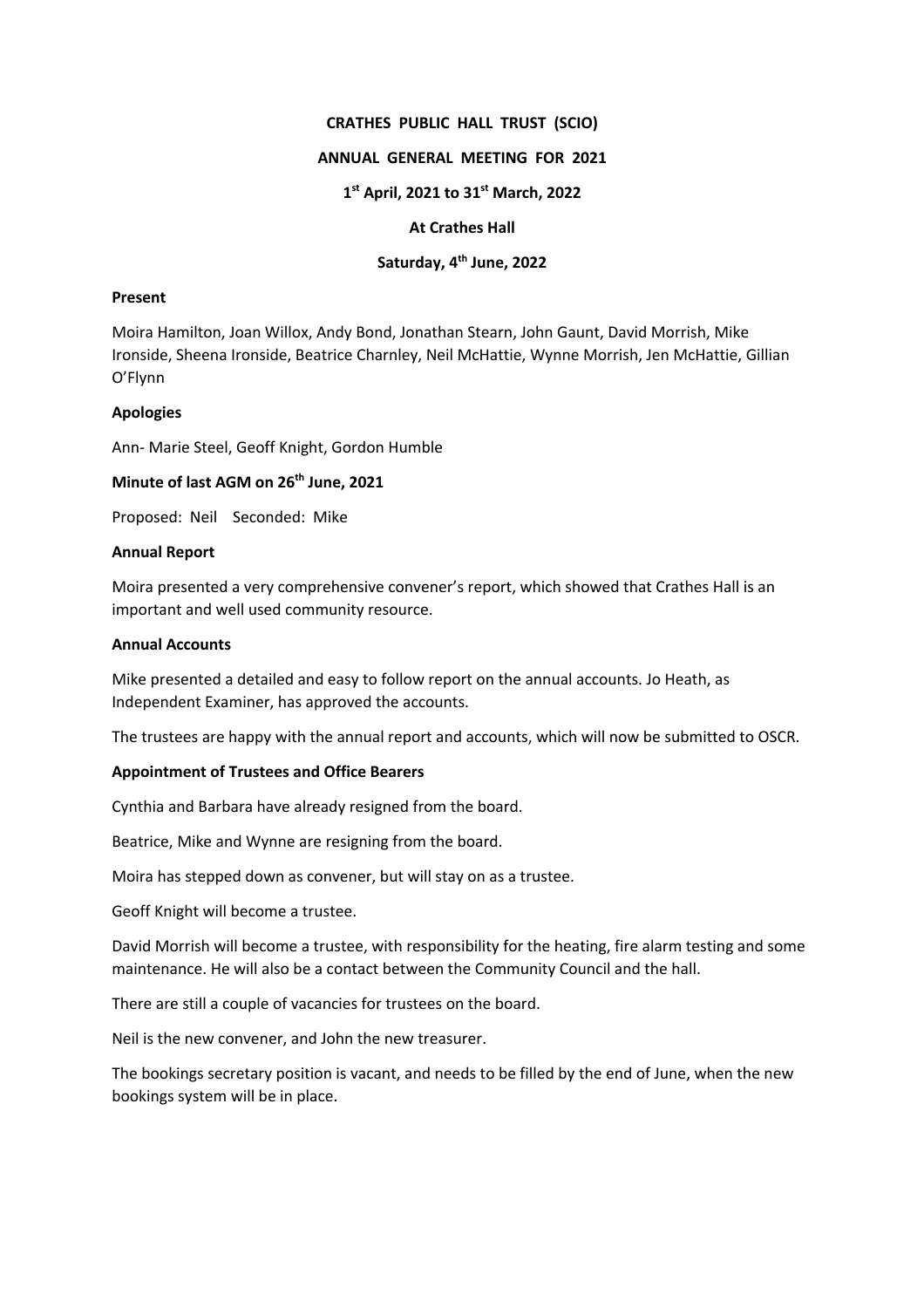# CRATHES PUBLIC HALL TRUST (SCIO)

## ANNUAL GENERAL MEETING FOR 2021

## 1st April, 2021 to 31st March, 2022

## At Crathes Hall

## Saturday, 4th June, 2022

**Present**

Moira Hamilton, Joan Willox, Andy Bond, Jonathan Stearn, John Gaunt, David Morrish, Mike Ironside, Sheena Ironside, Beatrice Charnley, Neil McHattie, Wynne Morrish, Jen McHattie, Gillian O'Flynn

**Apologies**

Ann- Marie Steel, Geoff Knight, Gordon Humble

**Minute of last AGM on 26th June, 2021**

Proposed: Neil Seconded: Mike

**Annual Report**

Moira presented a very comprehensive convener's report, which showed that Crathes Hall is an important and well used community resource.

**Annual Accounts**

Mike presented a detailed and easy to follow report on the annual accounts. Jo Heath, as Independent Examiner, has approved the accounts.

The trustees are happy with the annual report and accounts, which will now be submitted to OSCR.

**Appointment of Trustees and Office Bearers**

Cynthia and Barbara have already resigned from the board.

Beatrice, Mike and Wynne are resigning from the board.

Moira has stepped down as convener, but will stay on as a trustee.

Geoff Knight will become a trustee.

David Morrish will become a trustee, with responsibility for the heating, fire alarm testing and some maintenance. He will also be a contact between the Community Council and the hall.

There are still a couple of vacancies for trustees on the board.

Neil is the new convener, and John the new treasurer.

The bookings secretary position is vacant, and needs to be filled by the end of June, when the new bookings system will be in place.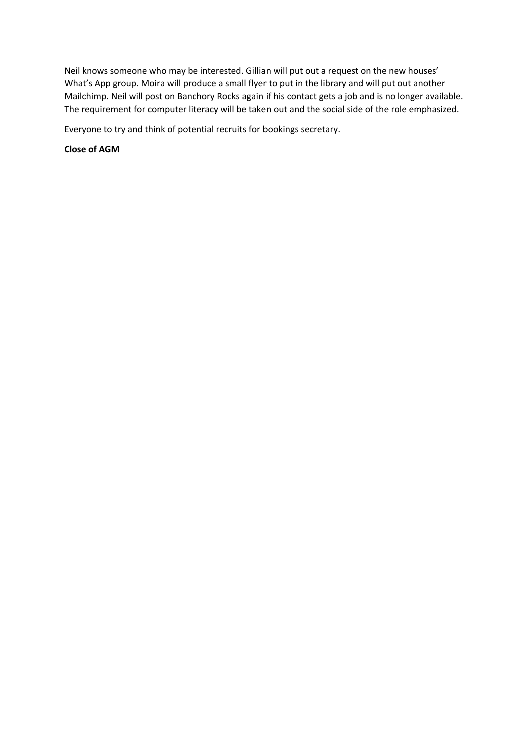Neil knows someone who may be interested. Gillian will put out a request on the new houses' What's App group. Moira will produce a small flyer to put in the library and will put out another Mailchimp. Neil will post on Banchory Rocks again if his contact gets a job and is no longer available. The requirement for computer literacy will be taken out and the social side of the role emphasized.

Everyone to try and think of potential recruits for bookings secretary.

**Close of AGM**